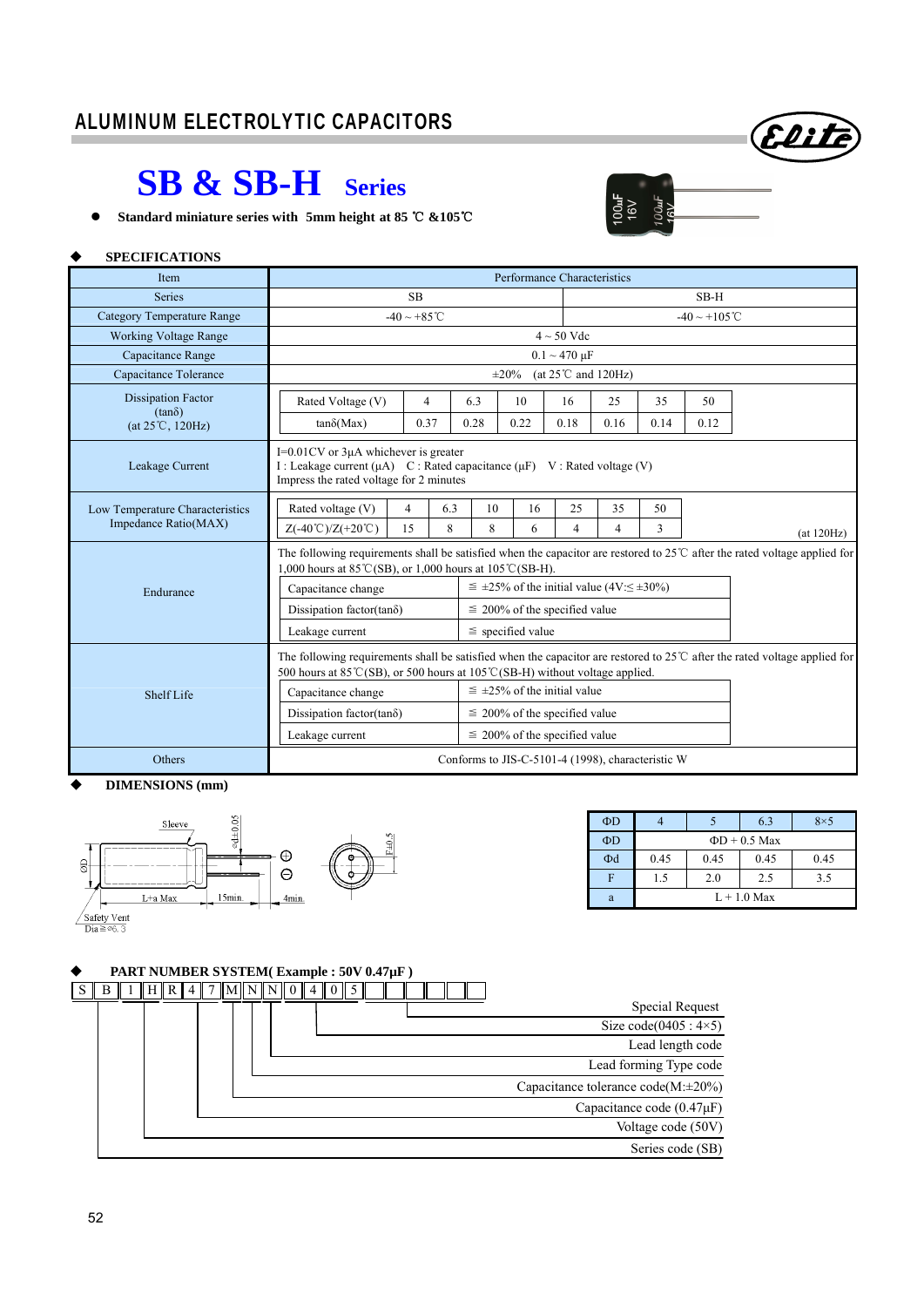# ALUMINUM ELECTROLYTIC CAPACITORS

## SB & SB-H Series

- **Standard miniature series with 5mm height at 85 ℃ &105℃**

### ◆ SPECIFICATIONS

| Item | Performance Characteristics | |
|---|---|---|
| Series | SB | SB-H |
| Category Temperature Range | -40 ~ +85℃ | -40 ~ +105℃ |
| Working Voltage Range | 4 ~ 50 Vdc | |
| Capacitance Range | 0.1 ~ 470 μF | |
| Capacitance Tolerance | ±20% (at 25℃ and 120Hz) | |
| Dissipation Factor (tanδ) (at 25℃, 120Hz) | see table below | |
| Leakage Current | I=0.01CV or 3μA whichever is greater<br>I : Leakage current (μA) C : Rated capacitance (μF) V : Rated voltage (V)<br>Impress the rated voltage for 2 minutes | |
| Low Temperature Characteristics Impedance Ratio(MAX) | see table below (at 120Hz) | |
| Endurance | The following requirements shall be satisfied when the capacitor are restored to 25℃ after the rated voltage applied for 1,000 hours at 85℃(SB), or 1,000 hours at 105℃(SB-H). | |
| Shelf Life | The following requirements shall be satisfied when the capacitor are restored to 25℃ after the rated voltage applied for 500 hours at 85℃(SB), or 500 hours at 105℃(SB-H) without voltage applied. | |
| Others | Conforms to JIS-C-5101-4 (1998), characteristic W | |

**Dissipation Factor (tanδ) (at 25℃, 120Hz)**

| Rated Voltage (V) | 4 | 6.3 | 10 | 16 | 25 | 35 | 50 |
|---|---|---|---|---|---|---|---|
| tanδ(Max) | 0.37 | 0.28 | 0.22 | 0.18 | 0.16 | 0.14 | 0.12 |

**Low Temperature Characteristics Impedance Ratio(MAX)** (at 120Hz)

| Rated voltage (V) | 4 | 6.3 | 10 | 16 | 25 | 35 | 50 |
|---|---|---|---|---|---|---|---|
| Z(-40℃)/Z(+20℃) | 15 | 8 | 8 | 6 | 4 | 4 | 3 |

**Endurance**

| Capacitance change | ≦ ±25% of the initial value (4V:≦ ±30%) |
|---|---|
| Dissipation factor(tanδ) | ≦ 200% of the specified value |
| Leakage current | ≦ specified value |

**Shelf Life**

| Capacitance change | ≦ ±25% of the initial value |
|---|---|
| Dissipation factor(tanδ) | ≦ 200% of the specified value |
| Leakage current | ≦ 200% of the specified value |

### ◆ DIMENSIONS (mm)

Sleeve; ΦD; Φd±0.05; L+a Max; 15min.; 4min.; F±0.5; Safety Vent Dia≧Φ6.3

| ΦD | 4 | 5 | 6.3 | 8×5 |
|---|---|---|---|---|
| ΦD | ΦD + 0.5 Max | | | |
| Φd | 0.45 | 0.45 | 0.45 | 0.45 |
| F | 1.5 | 2.0 | 2.5 | 3.5 |
| a | L + 1.0 Max | | | |

### ◆ PART NUMBER SYSTEM( Example : 50V 0.47μF )

| S | B | 1 | H | R | 4 | 7 | M | N | N | 0 | 4 | 0 | 5 | | | | | | |
|---|---|---|---|---|---|---|---|---|---|---|---|---|---|---|---|---|---|---|---|

- Special Request
- Size code(0405 : 4×5)
- Lead length code
- Lead forming Type code
- Capacitance tolerance code(M:±20%)
- Capacitance code (0.47μF)
- Voltage code (50V)
- Series code (SB)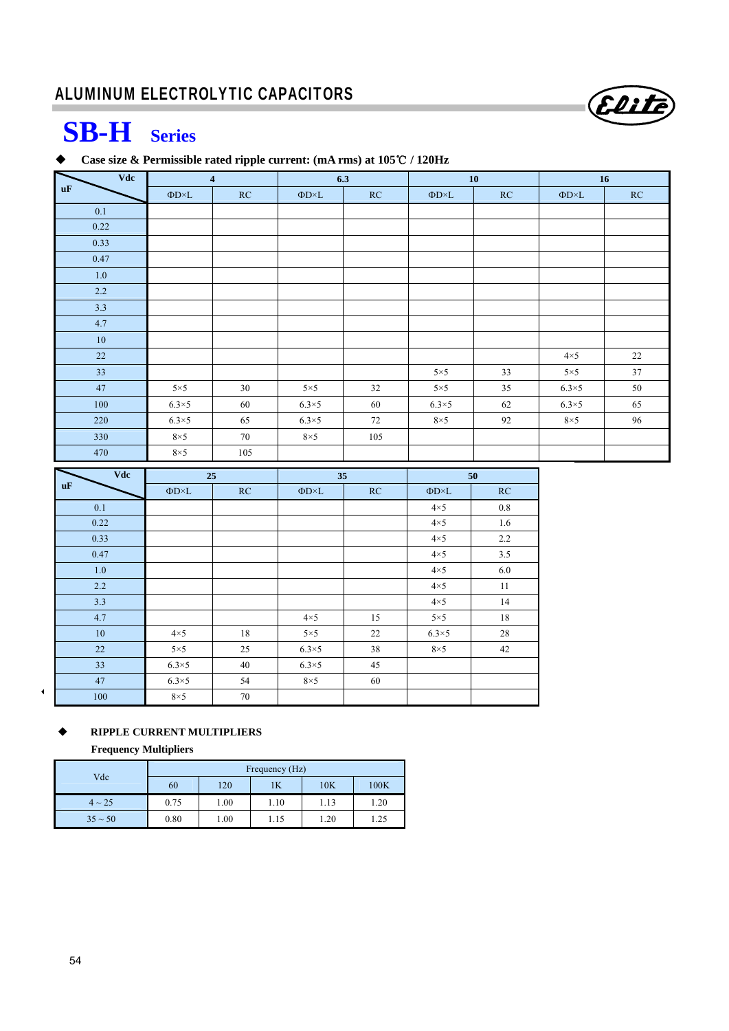## ALUMINUM ELECTROLYTIC CAPACITORS

# SB-H Series

◆ **Case size & Permissible rated ripple current: (mA rms) at 105℃ / 120Hz**

| Vdc / uF | 4 | | 6.3 | | 10 | | 16 | |
|---|---|---|---|---|---|---|---|---|
| | ΦD×L | RC | ΦD×L | RC | ΦD×L | RC | ΦD×L | RC |
| 0.1 | | | | | | | | |
| 0.22 | | | | | | | | |
| 0.33 | | | | | | | | |
| 0.47 | | | | | | | | |
| 1.0 | | | | | | | | |
| 2.2 | | | | | | | | |
| 3.3 | | | | | | | | |
| 4.7 | | | | | | | | |
| 10 | | | | | | | | |
| 22 | | | | | | | 4×5 | 22 |
| 33 | | | | | 5×5 | 33 | 5×5 | 37 |
| 47 | 5×5 | 30 | 5×5 | 32 | 5×5 | 35 | 6.3×5 | 50 |
| 100 | 6.3×5 | 60 | 6.3×5 | 60 | 6.3×5 | 62 | 6.3×5 | 65 |
| 220 | 6.3×5 | 65 | 6.3×5 | 72 | 8×5 | 92 | 8×5 | 96 |
| 330 | 8×5 | 70 | 8×5 | 105 | | | | |
| 470 | 8×5 | 105 | | | | | | |

| Vdc / uF | 25 | | 35 | | 50 | |
|---|---|---|---|---|---|---|
| | ΦD×L | RC | ΦD×L | RC | ΦD×L | RC |
| 0.1 | | | | | 4×5 | 0.8 |
| 0.22 | | | | | 4×5 | 1.6 |
| 0.33 | | | | | 4×5 | 2.2 |
| 0.47 | | | | | 4×5 | 3.5 |
| 1.0 | | | | | 4×5 | 6.0 |
| 2.2 | | | | | 4×5 | 11 |
| 3.3 | | | | | 4×5 | 14 |
| 4.7 | | | 4×5 | 15 | 5×5 | 18 |
| 10 | 4×5 | 18 | 5×5 | 22 | 6.3×5 | 28 |
| 22 | 5×5 | 25 | 6.3×5 | 38 | 8×5 | 42 |
| 33 | 6.3×5 | 40 | 6.3×5 | 45 | | |
| 47 | 6.3×5 | 54 | 8×5 | 60 | | |
| 100 | 8×5 | 70 | | | | |

◆ **RIPPLE CURRENT MULTIPLIERS**

**Frequency Multipliers**

| Vdc | Frequency (Hz) | | | | |
|---|---|---|---|---|---|
| | 60 | 120 | 1K | 10K | 100K |
| 4 ~ 25 | 0.75 | 1.00 | 1.10 | 1.13 | 1.20 |
| 35 ~ 50 | 0.80 | 1.00 | 1.15 | 1.20 | 1.25 |